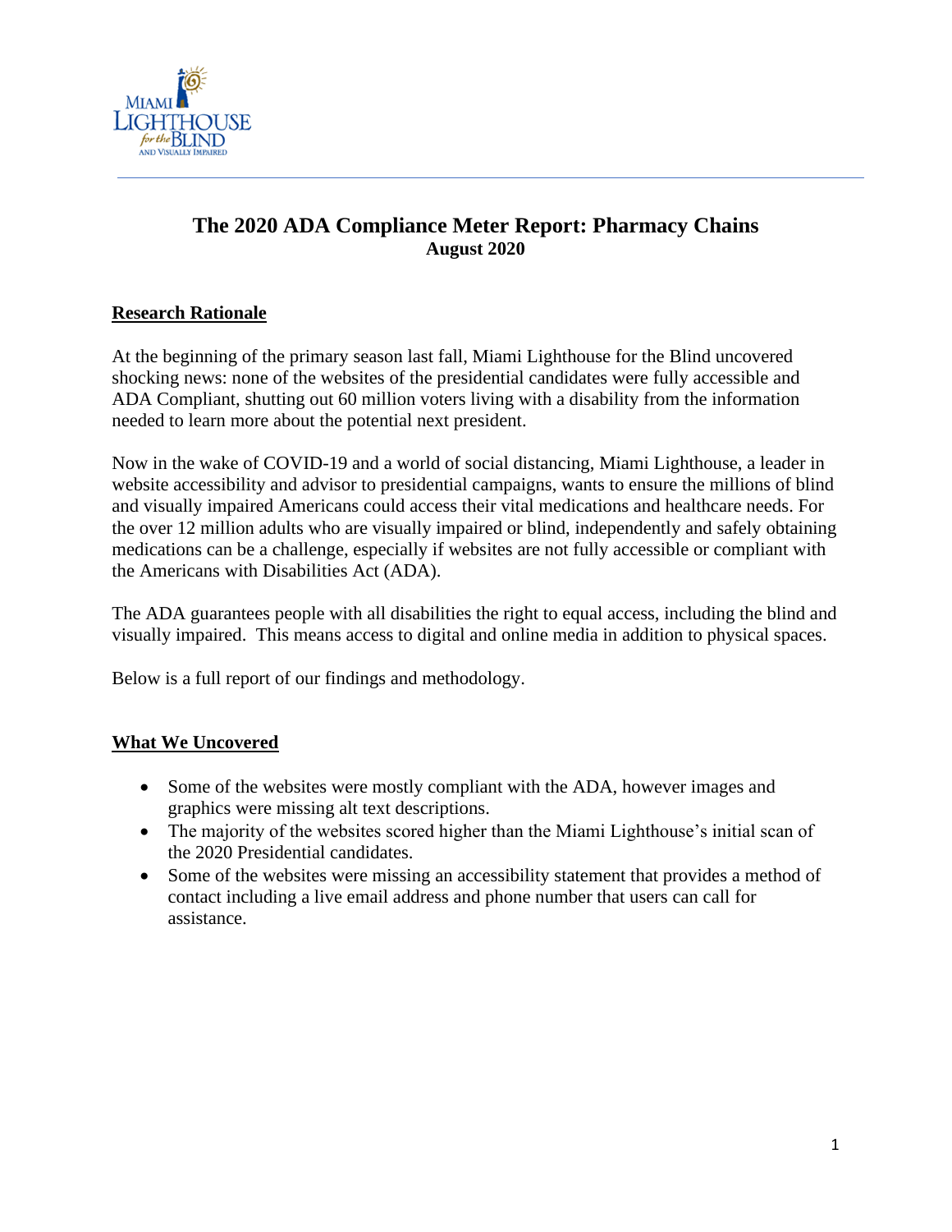# The 2020 ADA Compliance Meter Report: Pharmacy Chains

**August 2020**

## Research Rationale

At the beginning of the primary season last fall, Miami Lighthouse for the Blind uncovered shocking news: none of the websites of the presidential candidates were fully accessible and ADA Compliant, shutting out 60 million voters living with a disability from the information needed to learn more about the potential next president.

Now in the wake of COVID-19 and a world of social distancing, Miami Lighthouse, a leader in website accessibility and advisor to presidential campaigns, wants to ensure the millions of blind and visually impaired Americans could access their vital medications and healthcare needs. For the over 12 million adults who are visually impaired or blind, independently and safely obtaining medications can be a challenge, especially if websites are not fully accessible or compliant with the Americans with Disabilities Act (ADA).

The ADA guarantees people with all disabilities the right to equal access, including the blind and visually impaired. This means access to digital and online media in addition to physical spaces.

Below is a full report of our findings and methodology.

## What We Uncovered

- Some of the websites were mostly compliant with the ADA, however images and graphics were missing alt text descriptions.
- The majority of the websites scored higher than the Miami Lighthouse's initial scan of the 2020 Presidential candidates.
- Some of the websites were missing an accessibility statement that provides a method of contact including a live email address and phone number that users can call for assistance.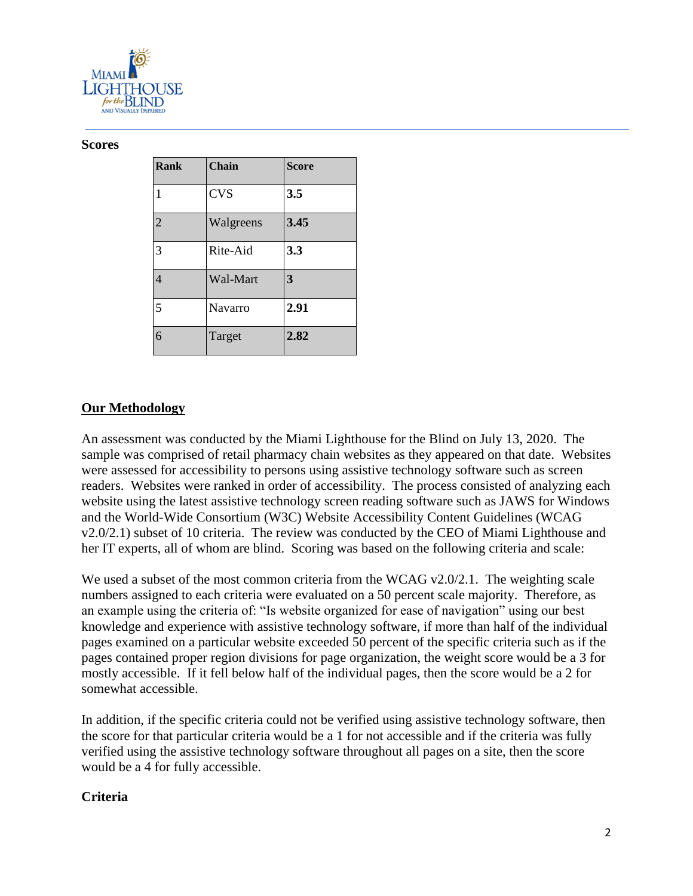**Scores**

| **Rank** | **Chain** | **Score** |
|---|---|---|
| 1 | CVS | **3.5** |
| 2 | Walgreens | **3.45** |
| 3 | Rite-Aid | **3.3** |
| 4 | Wal-Mart | **3** |
| 5 | Navarro | **2.91** |
| 6 | Target | **2.82** |

## Our Methodology

An assessment was conducted by the Miami Lighthouse for the Blind on July 13, 2020. The sample was comprised of retail pharmacy chain websites as they appeared on that date. Websites were assessed for accessibility to persons using assistive technology software such as screen readers. Websites were ranked in order of accessibility. The process consisted of analyzing each website using the latest assistive technology screen reading software such as JAWS for Windows and the World-Wide Consortium (W3C) Website Accessibility Content Guidelines (WCAG v2.0/2.1) subset of 10 criteria. The review was conducted by the CEO of Miami Lighthouse and her IT experts, all of whom are blind. Scoring was based on the following criteria and scale:

We used a subset of the most common criteria from the WCAG v2.0/2.1. The weighting scale numbers assigned to each criteria were evaluated on a 50 percent scale majority. Therefore, as an example using the criteria of: "Is website organized for ease of navigation" using our best knowledge and experience with assistive technology software, if more than half of the individual pages examined on a particular website exceeded 50 percent of the specific criteria such as if the pages contained proper region divisions for page organization, the weight score would be a 3 for mostly accessible. If it fell below half of the individual pages, then the score would be a 2 for somewhat accessible.

In addition, if the specific criteria could not be verified using assistive technology software, then the score for that particular criteria would be a 1 for not accessible and if the criteria was fully verified using the assistive technology software throughout all pages on a site, then the score would be a 4 for fully accessible.

**Criteria**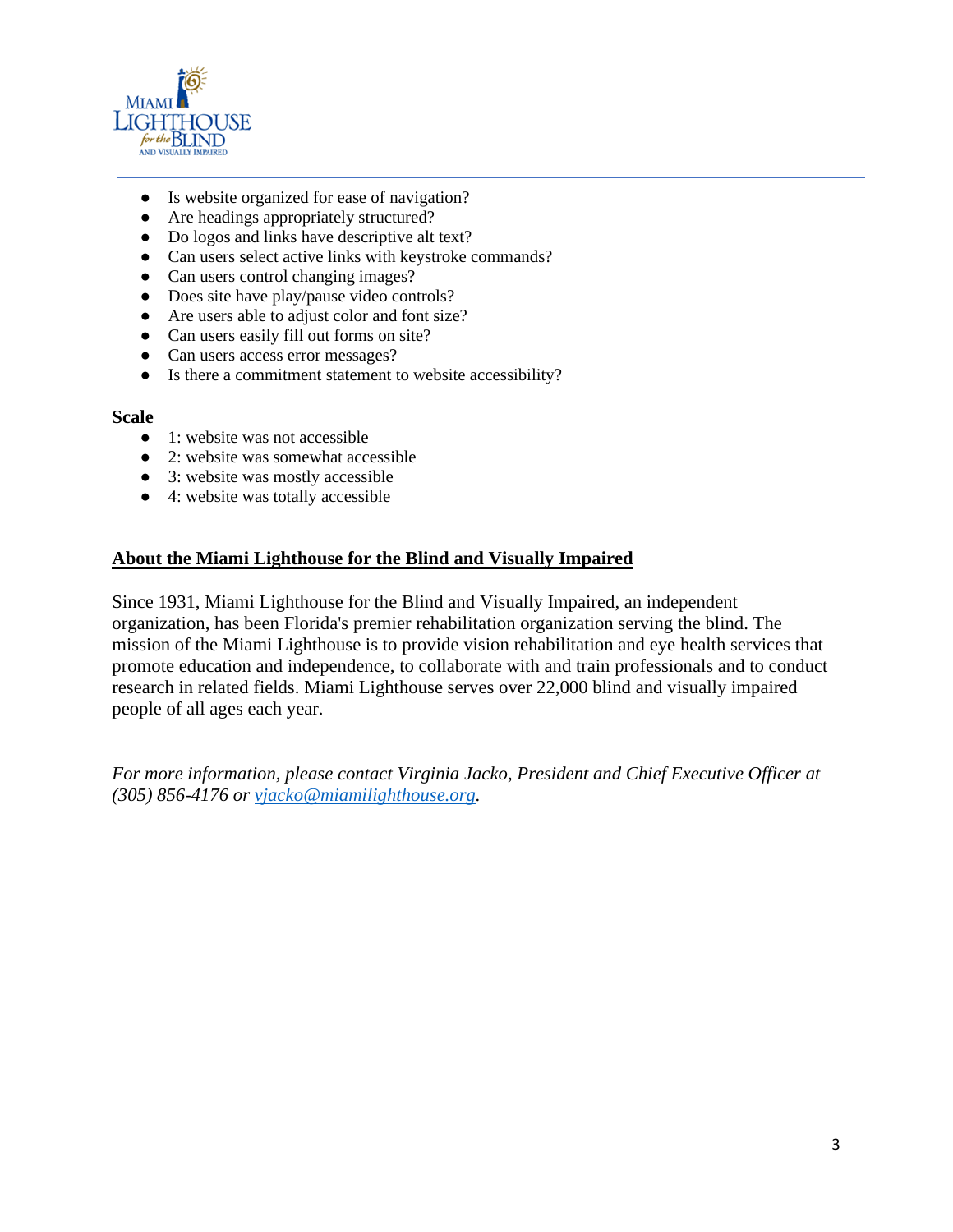- Is website organized for ease of navigation?
- Are headings appropriately structured?
- Do logos and links have descriptive alt text?
- Can users select active links with keystroke commands?
- Can users control changing images?
- Does site have play/pause video controls?
- Are users able to adjust color and font size?
- Can users easily fill out forms on site?
- Can users access error messages?
- Is there a commitment statement to website accessibility?

**Scale**

- 1: website was not accessible
- 2: website was somewhat accessible
- 3: website was mostly accessible
- 4: website was totally accessible

## **About the Miami Lighthouse for the Blind and Visually Impaired**

Since 1931, Miami Lighthouse for the Blind and Visually Impaired, an independent organization, has been Florida's premier rehabilitation organization serving the blind. The mission of the Miami Lighthouse is to provide vision rehabilitation and eye health services that promote education and independence, to collaborate with and train professionals and to conduct research in related fields. Miami Lighthouse serves over 22,000 blind and visually impaired people of all ages each year.

*For more information, please contact Virginia Jacko, President and Chief Executive Officer at (305) 856-4176 or [vjacko@miamilighthouse.org](mailto:vjacko@miamilighthouse.org).*